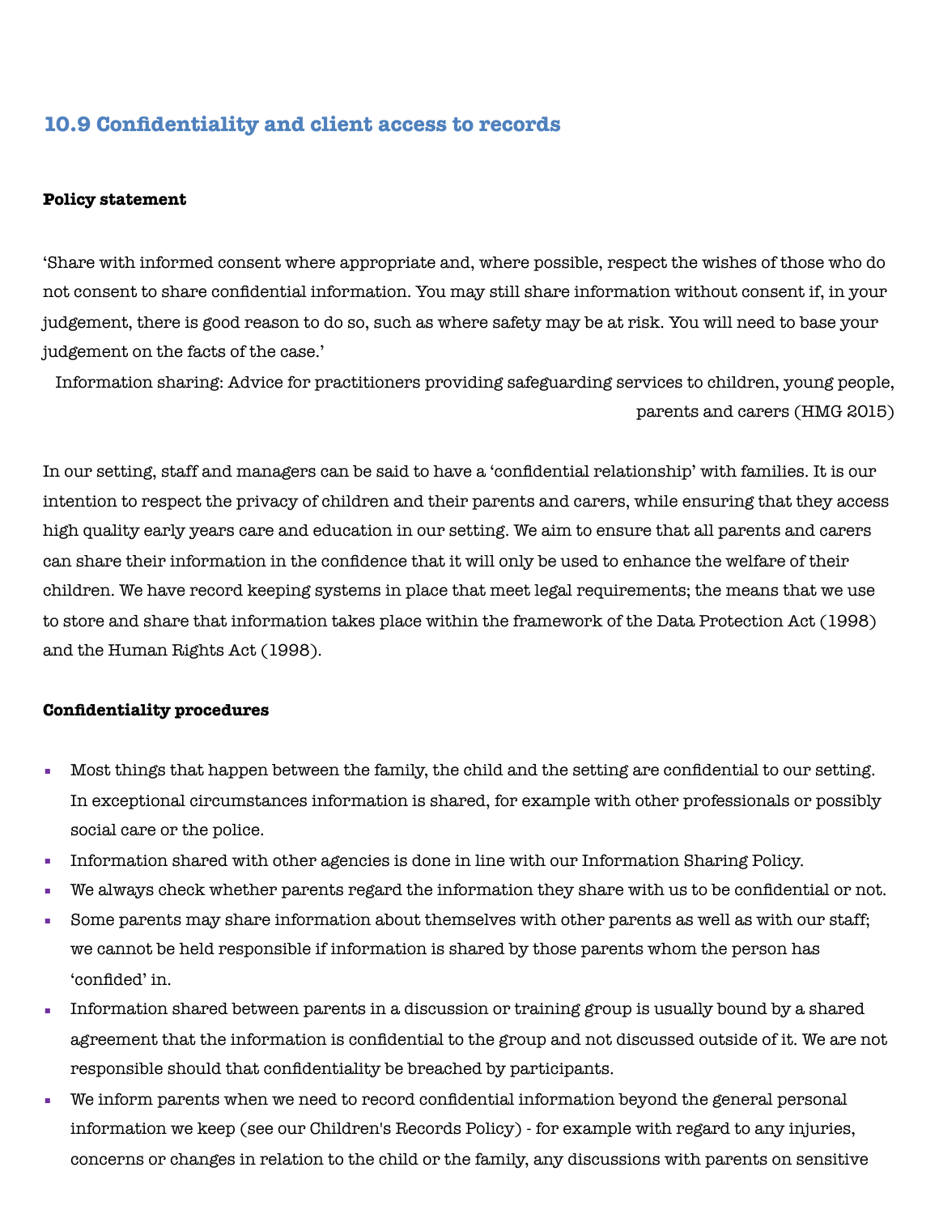## 10.9 Confidentiality and client access to records

**Policy statement**

'Share with informed consent where appropriate and, where possible, respect the wishes of those who do not consent to share confidential information. You may still share information without consent if, in your judgement, there is good reason to do so, such as where safety may be at risk. You will need to base your judgement on the facts of the case.'

Information sharing: Advice for practitioners providing safeguarding services to children, young people, parents and carers (HMG 2015)

In our setting, staff and managers can be said to have a 'confidential relationship' with families. It is our intention to respect the privacy of children and their parents and carers, while ensuring that they access high quality early years care and education in our setting. We aim to ensure that all parents and carers can share their information in the confidence that it will only be used to enhance the welfare of their children. We have record keeping systems in place that meet legal requirements; the means that we use to store and share that information takes place within the framework of the Data Protection Act (1998) and the Human Rights Act (1998).

**Confidentiality procedures**

- Most things that happen between the family, the child and the setting are confidential to our setting. In exceptional circumstances information is shared, for example with other professionals or possibly social care or the police.
- Information shared with other agencies is done in line with our Information Sharing Policy.
- We always check whether parents regard the information they share with us to be confidential or not.
- Some parents may share information about themselves with other parents as well as with our staff; we cannot be held responsible if information is shared by those parents whom the person has 'confided' in.
- Information shared between parents in a discussion or training group is usually bound by a shared agreement that the information is confidential to the group and not discussed outside of it. We are not responsible should that confidentiality be breached by participants.
- We inform parents when we need to record confidential information beyond the general personal information we keep (see our Children's Records Policy) - for example with regard to any injuries, concerns or changes in relation to the child or the family, any discussions with parents on sensitive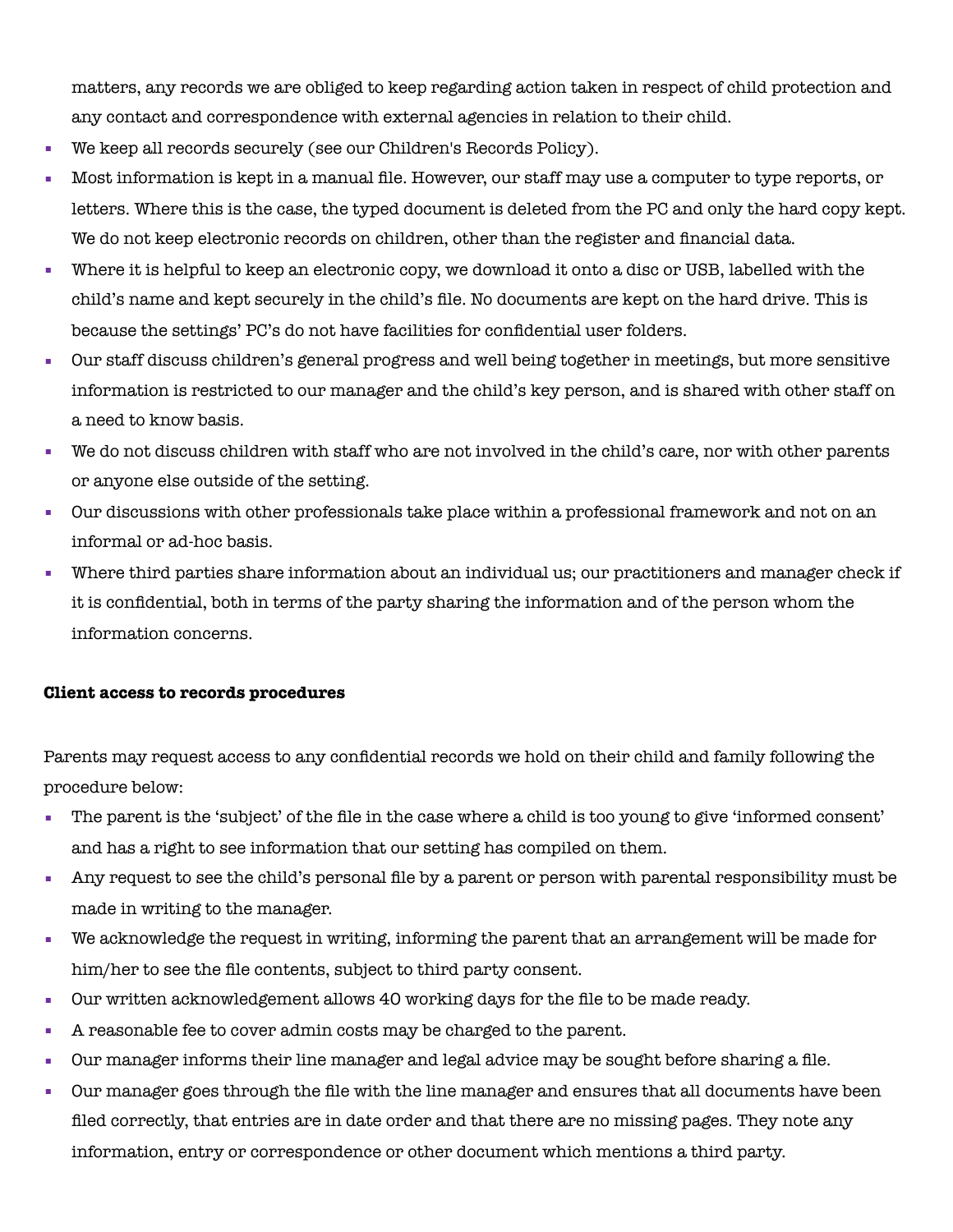matters, any records we are obliged to keep regarding action taken in respect of child protection and any contact and correspondence with external agencies in relation to their child.

- We keep all records securely (see our Children's Records Policy).
- Most information is kept in a manual file. However, our staff may use a computer to type reports, or letters. Where this is the case, the typed document is deleted from the PC and only the hard copy kept. We do not keep electronic records on children, other than the register and financial data.
- Where it is helpful to keep an electronic copy, we download it onto a disc or USB, labelled with the child's name and kept securely in the child's file. No documents are kept on the hard drive. This is because the settings' PC's do not have facilities for confidential user folders.
- Our staff discuss children's general progress and well being together in meetings, but more sensitive information is restricted to our manager and the child's key person, and is shared with other staff on a need to know basis.
- We do not discuss children with staff who are not involved in the child's care, nor with other parents or anyone else outside of the setting.
- Our discussions with other professionals take place within a professional framework and not on an informal or ad-hoc basis.
- Where third parties share information about an individual us; our practitioners and manager check if it is confidential, both in terms of the party sharing the information and of the person whom the information concerns.

**Client access to records procedures**

Parents may request access to any confidential records we hold on their child and family following the procedure below:

- The parent is the 'subject' of the file in the case where a child is too young to give 'informed consent' and has a right to see information that our setting has compiled on them.
- Any request to see the child's personal file by a parent or person with parental responsibility must be made in writing to the manager.
- We acknowledge the request in writing, informing the parent that an arrangement will be made for him/her to see the file contents, subject to third party consent.
- Our written acknowledgement allows 40 working days for the file to be made ready.
- A reasonable fee to cover admin costs may be charged to the parent.
- Our manager informs their line manager and legal advice may be sought before sharing a file.
- Our manager goes through the file with the line manager and ensures that all documents have been filed correctly, that entries are in date order and that there are no missing pages. They note any information, entry or correspondence or other document which mentions a third party.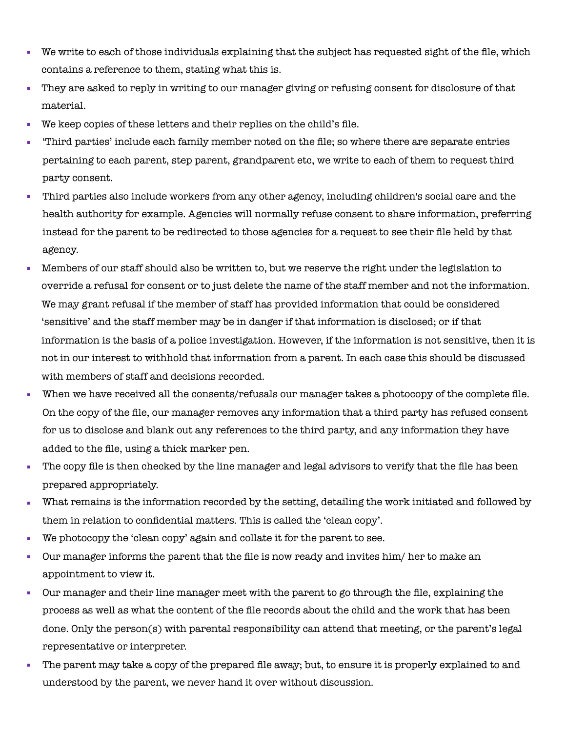- We write to each of those individuals explaining that the subject has requested sight of the file, which contains a reference to them, stating what this is.
- They are asked to reply in writing to our manager giving or refusing consent for disclosure of that material.
- We keep copies of these letters and their replies on the child's file.
- 'Third parties' include each family member noted on the file; so where there are separate entries pertaining to each parent, step parent, grandparent etc, we write to each of them to request third party consent.
- Third parties also include workers from any other agency, including children's social care and the health authority for example. Agencies will normally refuse consent to share information, preferring instead for the parent to be redirected to those agencies for a request to see their file held by that agency.
- Members of our staff should also be written to, but we reserve the right under the legislation to override a refusal for consent or to just delete the name of the staff member and not the information. We may grant refusal if the member of staff has provided information that could be considered 'sensitive' and the staff member may be in danger if that information is disclosed; or if that information is the basis of a police investigation. However, if the information is not sensitive, then it is not in our interest to withhold that information from a parent. In each case this should be discussed with members of staff and decisions recorded.
- When we have received all the consents/refusals our manager takes a photocopy of the complete file. On the copy of the file, our manager removes any information that a third party has refused consent for us to disclose and blank out any references to the third party, and any information they have added to the file, using a thick marker pen.
- The copy file is then checked by the line manager and legal advisors to verify that the file has been prepared appropriately.
- What remains is the information recorded by the setting, detailing the work initiated and followed by them in relation to confidential matters. This is called the 'clean copy'.
- We photocopy the 'clean copy' again and collate it for the parent to see.
- Our manager informs the parent that the file is now ready and invites him/ her to make an appointment to view it.
- Our manager and their line manager meet with the parent to go through the file, explaining the process as well as what the content of the file records about the child and the work that has been done. Only the person(s) with parental responsibility can attend that meeting, or the parent's legal representative or interpreter.
- The parent may take a copy of the prepared file away; but, to ensure it is properly explained to and understood by the parent, we never hand it over without discussion.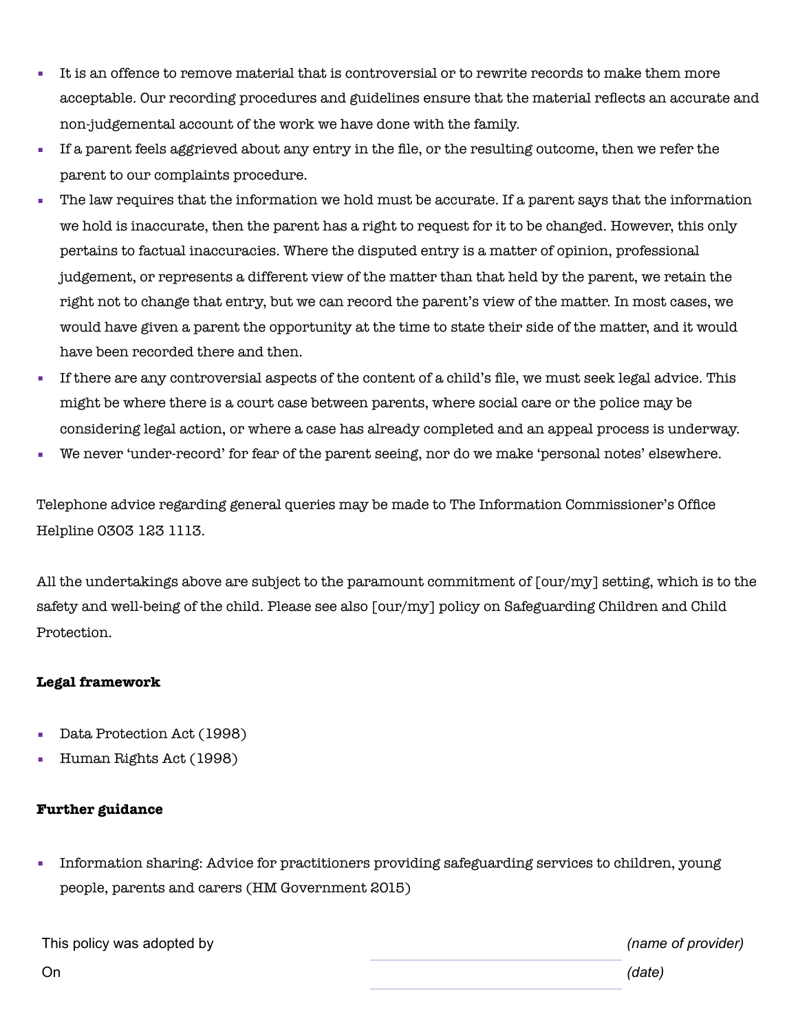- It is an offence to remove material that is controversial or to rewrite records to make them more acceptable. Our recording procedures and guidelines ensure that the material reflects an accurate and non-judgemental account of the work we have done with the family.
- If a parent feels aggrieved about any entry in the file, or the resulting outcome, then we refer the parent to our complaints procedure.
- The law requires that the information we hold must be accurate. If a parent says that the information we hold is inaccurate, then the parent has a right to request for it to be changed. However, this only pertains to factual inaccuracies. Where the disputed entry is a matter of opinion, professional judgement, or represents a different view of the matter than that held by the parent, we retain the right not to change that entry, but we can record the parent's view of the matter. In most cases, we would have given a parent the opportunity at the time to state their side of the matter, and it would have been recorded there and then.
- If there are any controversial aspects of the content of a child's file, we must seek legal advice. This might be where there is a court case between parents, where social care or the police may be considering legal action, or where a case has already completed and an appeal process is underway.
- We never 'under-record' for fear of the parent seeing, nor do we make 'personal notes' elsewhere.

Telephone advice regarding general queries may be made to The Information Commissioner's Office Helpline 0303 123 1113.

All the undertakings above are subject to the paramount commitment of [our/my] setting, which is to the safety and well-being of the child. Please see also [our/my] policy on Safeguarding Children and Child Protection.

**Legal framework**

- Data Protection Act (1998)
- Human Rights Act (1998)

**Further guidance**

- Information sharing: Advice for practitioners providing safeguarding services to children, young people, parents and carers (HM Government 2015)

| | | |
|---|---|---|
| This policy was adopted by | | *(name of provider)* |
| On | | *(date)* |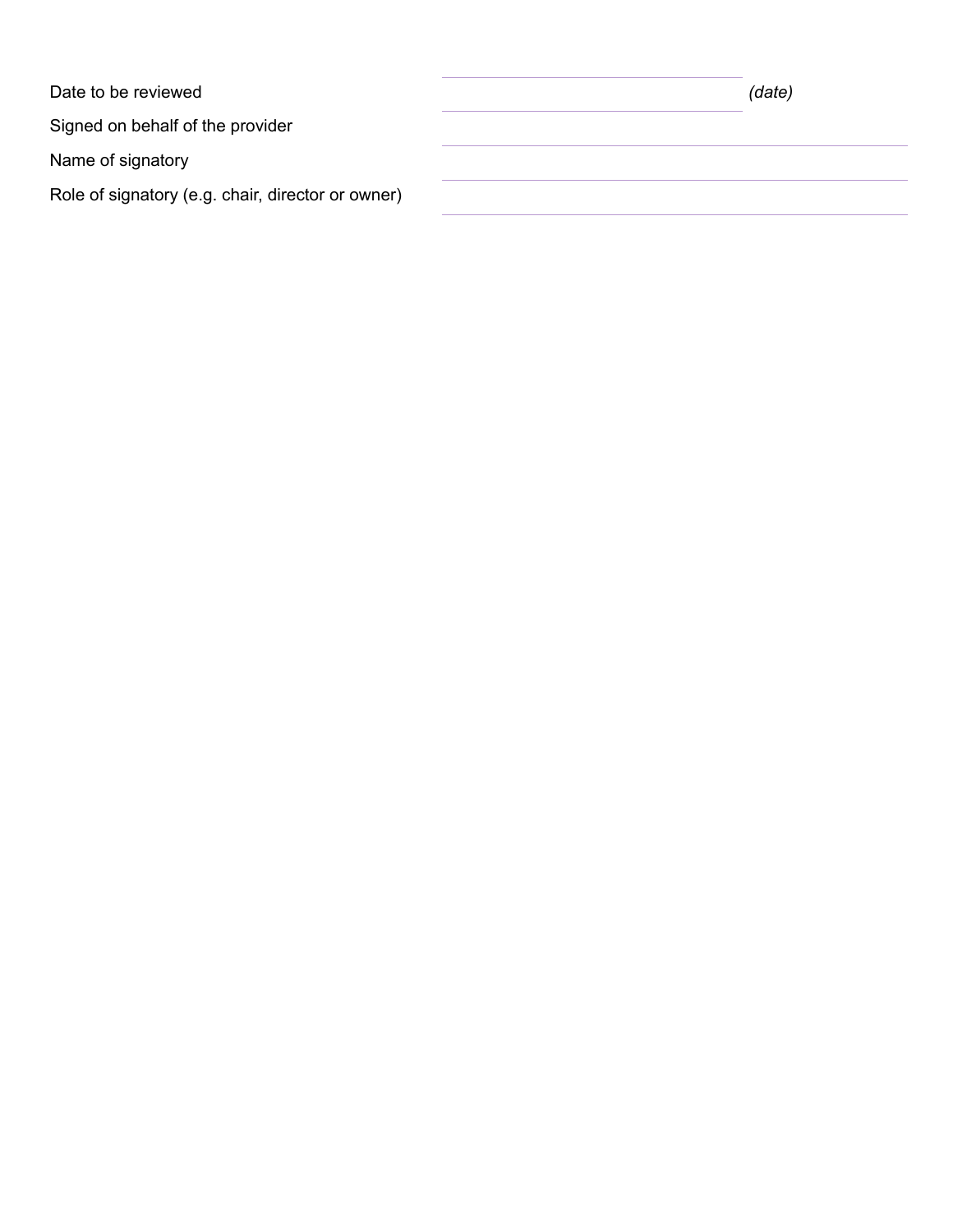| | | |
|---|---|---|
| Date to be reviewed | | *(date)* |
| Signed on behalf of the provider | | |
| Name of signatory | | |
| Role of signatory (e.g. chair, director or owner) | | |